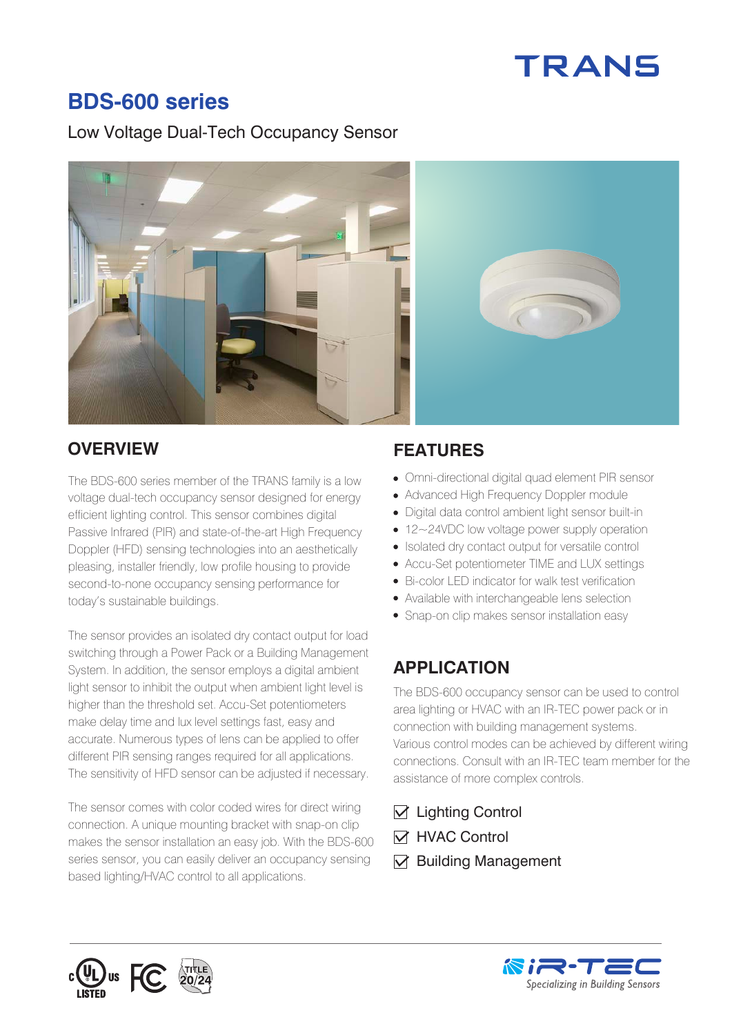TRANS

# BDS-600 series

Low Voltage Dual-Tech Occupancy Sensor

## OVERVIEW

The BDS-600 series member of the TRANS family is a low voltage dual-tech occupancy sensor designed for energy efficient lighting control. This sensor combines digital Passive Infrared (PIR) and state-of-the-art High Frequency Doppler (HFD) sensing technologies into an aesthetically pleasing, installer friendly, low profile housing to provide second-to-none occupancy sensing performance for today's sustainable buildings.

The sensor provides an isolated dry contact output for load switching through a Power Pack or a Building Management System. In addition, the sensor employs a digital ambient light sensor to inhibit the output when ambient light level is higher than the threshold set. Accu-Set potentiometers make delay time and lux level settings fast, easy and accurate. Numerous types of lens can be applied to offer different PIR sensing ranges required for all applications. The sensitivity of HFD sensor can be adjusted if necessary.

The sensor comes with color coded wires for direct wiring connection. A unique mounting bracket with snap-on clip makes the sensor installation an easy job. With the BDS-600 series sensor, you can easily deliver an occupancy sensing based lighting/HVAC control to all applications.

## FEATURES

- Omni-directional digital quad element PIR sensor
- Advanced High Frequency Doppler module
- Digital data control ambient light sensor built-in
- 12~24VDC low voltage power supply operation
- Isolated dry contact output for versatile control
- Accu-Set potentiometer TIME and LUX settings
- Bi-color LED indicator for walk test verification
- Available with interchangeable lens selection
- Snap-on clip makes sensor installation easy

## APPLICATION

The BDS-600 occupancy sensor can be used to control area lighting or HVAC with an IR-TEC power pack or in connection with building management systems. Various control modes can be achieved by different wiring connections. Consult with an IR-TEC team member for the assistance of more complex controls.

- ☑ Lighting Control
- ☑ HVAC Control
- ☑ Building Management

c UL us LISTED · FC · TITLE 20/24

iR-TEC — Specializing in Building Sensors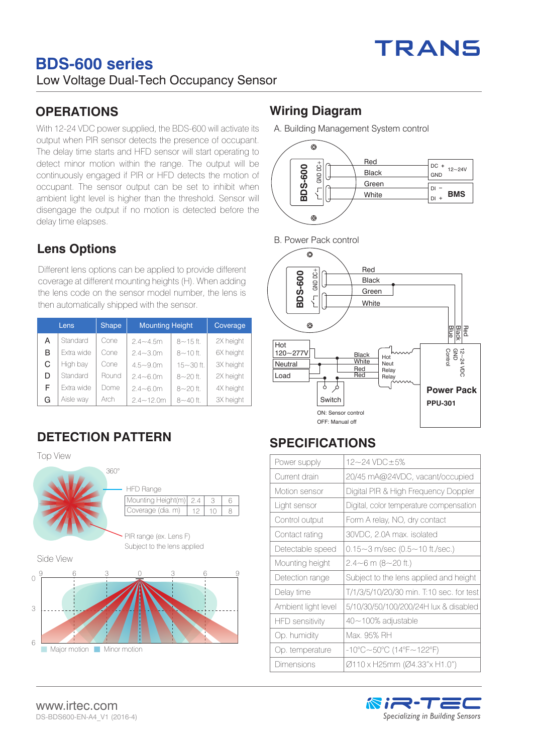TRANS

# BDS-600 series

Low Voltage Dual-Tech Occupancy Sensor

## OPERATIONS

With 12-24 VDC power supplied, the BDS-600 will activate its output when PIR sensor detects the presence of occupant. The delay time starts and HFD sensor will start operating to detect minor motion within the range. The output will be continuously engaged if PIR or HFD detects the motion of occupant. The sensor output can be set to inhibit when ambient light level is higher than the threshold. Sensor will disengage the output if no motion is detected before the delay time elapses.

## Lens Options

Different lens options can be applied to provide different coverage at different mounting heights (H). When adding the lens code on the sensor model number, the lens is then automatically shipped with the sensor.

| Lens | | Shape | Mounting Height | | Coverage |
|---|---|---|---|---|---|
| A | Standard | Cone | 2.4~4.5m | 8~15 ft. | 2X height |
| B | Extra wide | Cone | 2.4~3.0m | 8~10 ft. | 6X height |
| C | High bay | Cone | 4.5~9.0m | 15~30 ft. | 3X height |
| D | Standard | Round | 2.4~6.0m | 8~20 ft. | 2X height |
| F | Extra wide | Dome | 2.4~6.0m | 8~20 ft. | 4X height |
| G | Aisle way | Arch | 2.4~12.0m | 8~40 ft. | 3X height |

## DETECTION PATTERN

Top View

360°

HFD Range

| Mounting Height(m) | 2.4 | 3 | 6 |
|---|---|---|---|
| Coverage (dia. m) | 12 | 10 | 8 |

PIR range (ex. Lens F)
Subject to the lens applied

Side View

9 6 3 0 3 6 9

0 3 6

Major motion Minor motion

## Wiring Diagram

A. Building Management System control

BDS-600
GND DC+
Red
Black
Green
White
DC +
GND
12~24V
DI −
DI +
BMS

B. Power Pack control

BDS-600
GND DC+
Red
Black
Green
White
Blue Black Red
Hot 120~277V
Neutral
Load
Black White Red Red
Hot Neut Relay Relay
Control GND 12~24 VDC
Switch
Power Pack
PPU-301

ON: Sensor control
OFF: Manual off

## SPECIFICATIONS

| | |
|---|---|
| Power supply | 12~24 VDC±5% |
| Current drain | 20/45 mA@24VDC, vacant/occupied |
| Motion sensor | Digital PIR & High Frequency Doppler |
| Light sensor | Digital, color temperature compensation |
| Control output | Form A relay, NO, dry contact |
| Contact rating | 30VDC, 2.0A max. isolated |
| Detectable speed | 0.15~3 m/sec (0.5~10 ft./sec.) |
| Mounting height | 2.4~6 m (8~20 ft.) |
| Detection range | Subject to the lens applied and height |
| Delay time | T/1/3/5/10/20/30 min. T:10 sec. for test |
| Ambient light level | 5/10/30/50/100/200/24H lux & disabled |
| HFD sensitivity | 40~100% adjustable |
| Op. humidity | Max. 95% RH |
| Op. temperature | -10°C~50°C (14°F~122°F) |
| Dimensions | Ø110 x H25mm (Ø4.33"x H1.0") |

www.irtec.com
DS-BDS600-EN-A4_V1 (2016-4)

iR-TEC
Specializing in Building Sensors